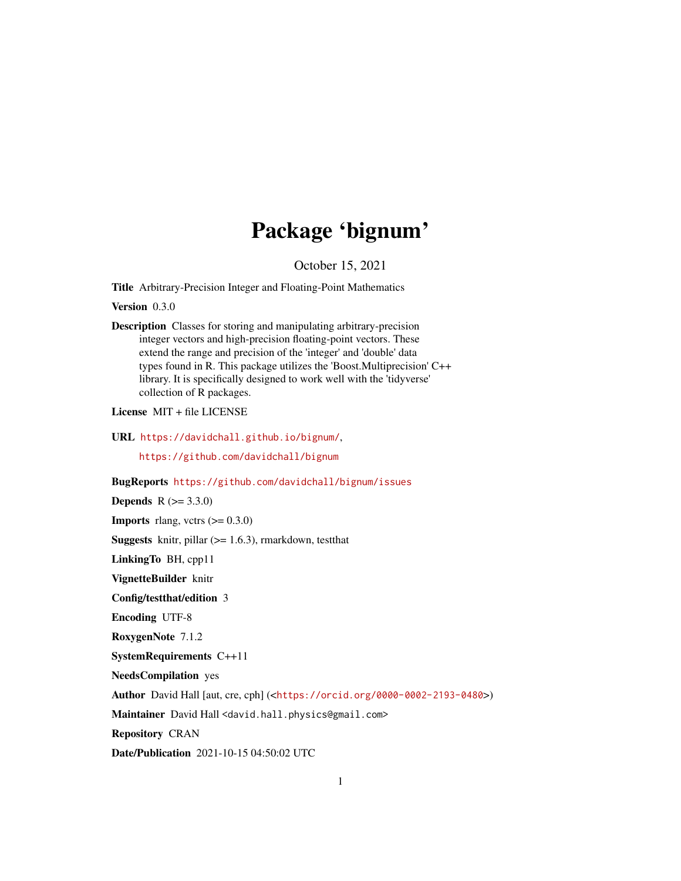# Package 'bignum'

October 15, 2021

**Title** Arbitrary-Precision Integer and Floating-Point Mathematics

**Version** 0.3.0

**Description** Classes for storing and manipulating arbitrary-precision integer vectors and high-precision floating-point vectors. These extend the range and precision of the 'integer' and 'double' data types found in R. This package utilizes the 'Boost.Multiprecision' C++ library. It is specifically designed to work well with the 'tidyverse' collection of R packages.

**License** MIT + file LICENSE

**URL** https://davidchall.github.io/bignum/,
https://github.com/davidchall/bignum

**BugReports** https://github.com/davidchall/bignum/issues

**Depends** R (>= 3.3.0)

**Imports** rlang, vctrs (>= 0.3.0)

**Suggests** knitr, pillar (>= 1.6.3), rmarkdown, testthat

**LinkingTo** BH, cpp11

**VignetteBuilder** knitr

**Config/testthat/edition** 3

**Encoding** UTF-8

**RoxygenNote** 7.1.2

**SystemRequirements** C++11

**NeedsCompilation** yes

**Author** David Hall [aut, cre, cph] (<https://orcid.org/0000-0002-2193-0480>)

**Maintainer** David Hall <david.hall.physics@gmail.com>

**Repository** CRAN

**Date/Publication** 2021-10-15 04:50:02 UTC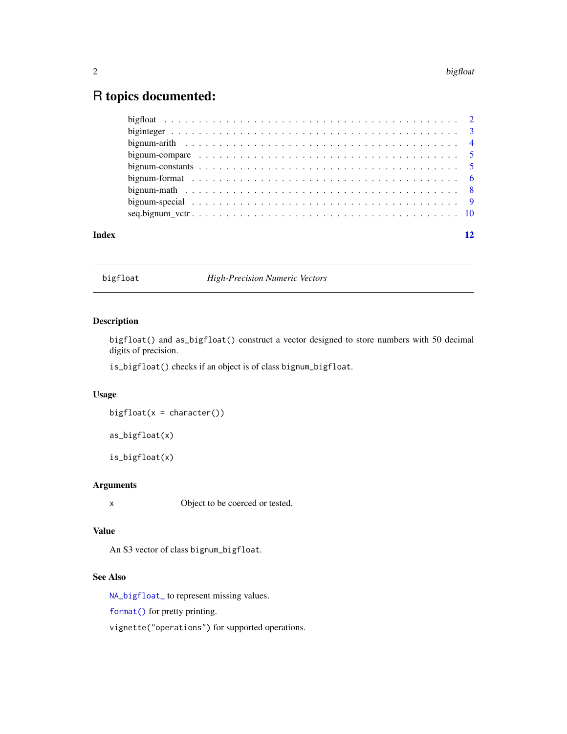# R topics documented:

- bigfloat . . . . . . . . . . . . . . . . . . . . . . . . . . . . . . . . . . . . . . . . . . 2
- biginteger . . . . . . . . . . . . . . . . . . . . . . . . . . . . . . . . . . . . . . . . . 3
- bignum-arith . . . . . . . . . . . . . . . . . . . . . . . . . . . . . . . . . . . . . . . . 4
- bignum-compare . . . . . . . . . . . . . . . . . . . . . . . . . . . . . . . . . . . . . . 5
- bignum-constants . . . . . . . . . . . . . . . . . . . . . . . . . . . . . . . . . . . . . 5
- bignum-format . . . . . . . . . . . . . . . . . . . . . . . . . . . . . . . . . . . . . . . 6
- bignum-math . . . . . . . . . . . . . . . . . . . . . . . . . . . . . . . . . . . . . . . . 8
- bignum-special . . . . . . . . . . . . . . . . . . . . . . . . . . . . . . . . . . . . . . 9
- seq.bignum_vctr . . . . . . . . . . . . . . . . . . . . . . . . . . . . . . . . . . . . . 10

**Index** **12**

---

`bigfloat` *High-Precision Numeric Vectors*

---

## Description

`bigfloat()` and `as_bigfloat()` construct a vector designed to store numbers with 50 decimal digits of precision.

`is_bigfloat()` checks if an object is of class `bignum_bigfloat`.

## Usage

```
bigfloat(x = character())

as_bigfloat(x)

is_bigfloat(x)
```

## Arguments

| | |
|---|---|
| `x` | Object to be coerced or tested. |

## Value

An S3 vector of class `bignum_bigfloat`.

## See Also

`NA_bigfloat_` to represent missing values.

`format()` for pretty printing.

`vignette("operations")` for supported operations.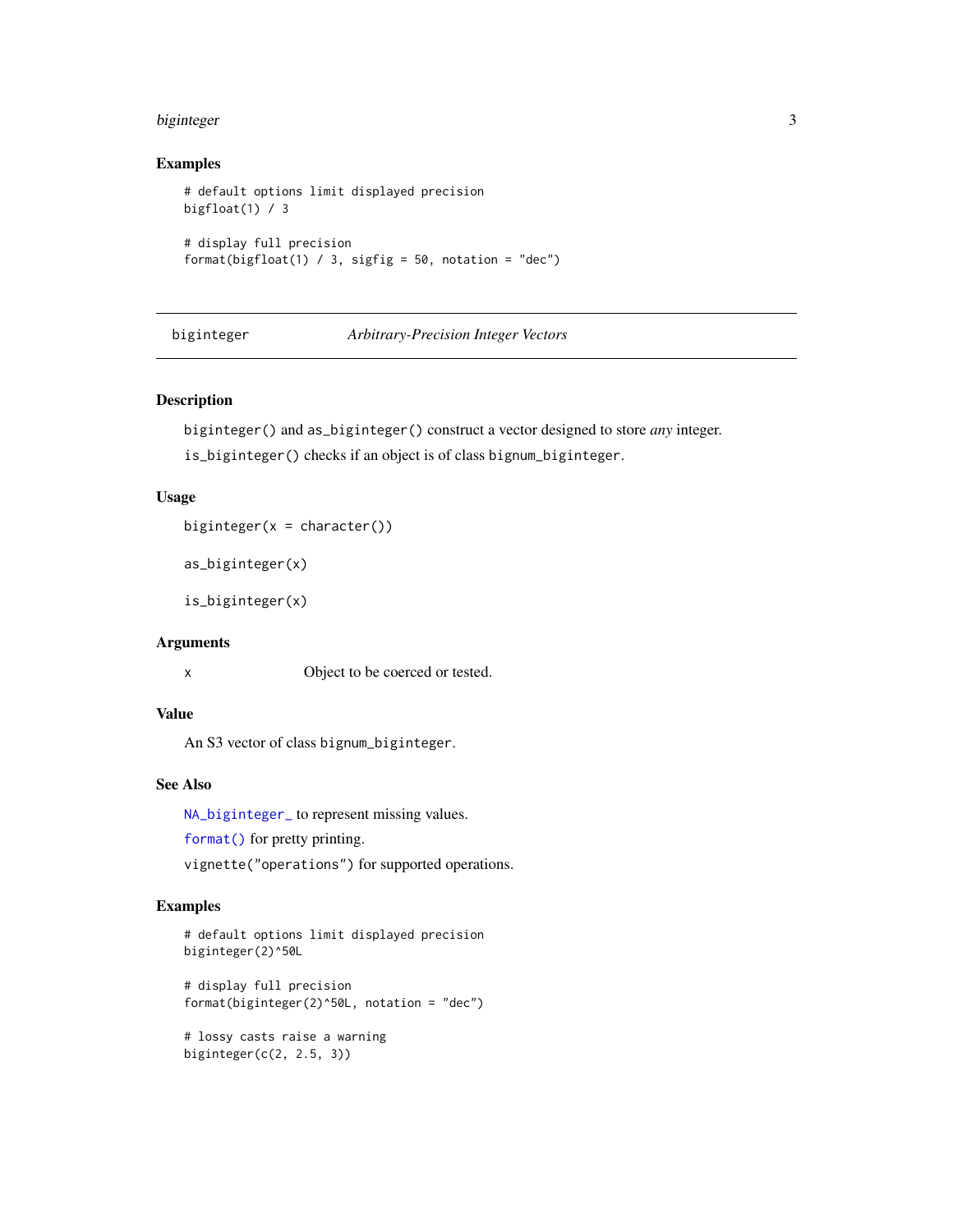### Examples

```
# default options limit displayed precision
bigfloat(1) / 3

# display full precision
format(bigfloat(1) / 3, sigfig = 50, notation = "dec")
```

---

## biginteger — *Arbitrary-Precision Integer Vectors*

---

### Description

`biginteger()` and `as_biginteger()` construct a vector designed to store *any* integer.

`is_biginteger()` checks if an object is of class `bignum_biginteger`.

### Usage

```
biginteger(x = character())

as_biginteger(x)

is_biginteger(x)
```

### Arguments

| | |
|---|---|
| `x` | Object to be coerced or tested. |

### Value

An S3 vector of class `bignum_biginteger`.

### See Also

`NA_biginteger_` to represent missing values.

`format()` for pretty printing.

`vignette("operations")` for supported operations.

### Examples

```
# default options limit displayed precision
biginteger(2)^50L

# display full precision
format(biginteger(2)^50L, notation = "dec")

# lossy casts raise a warning
biginteger(c(2, 2.5, 3))
```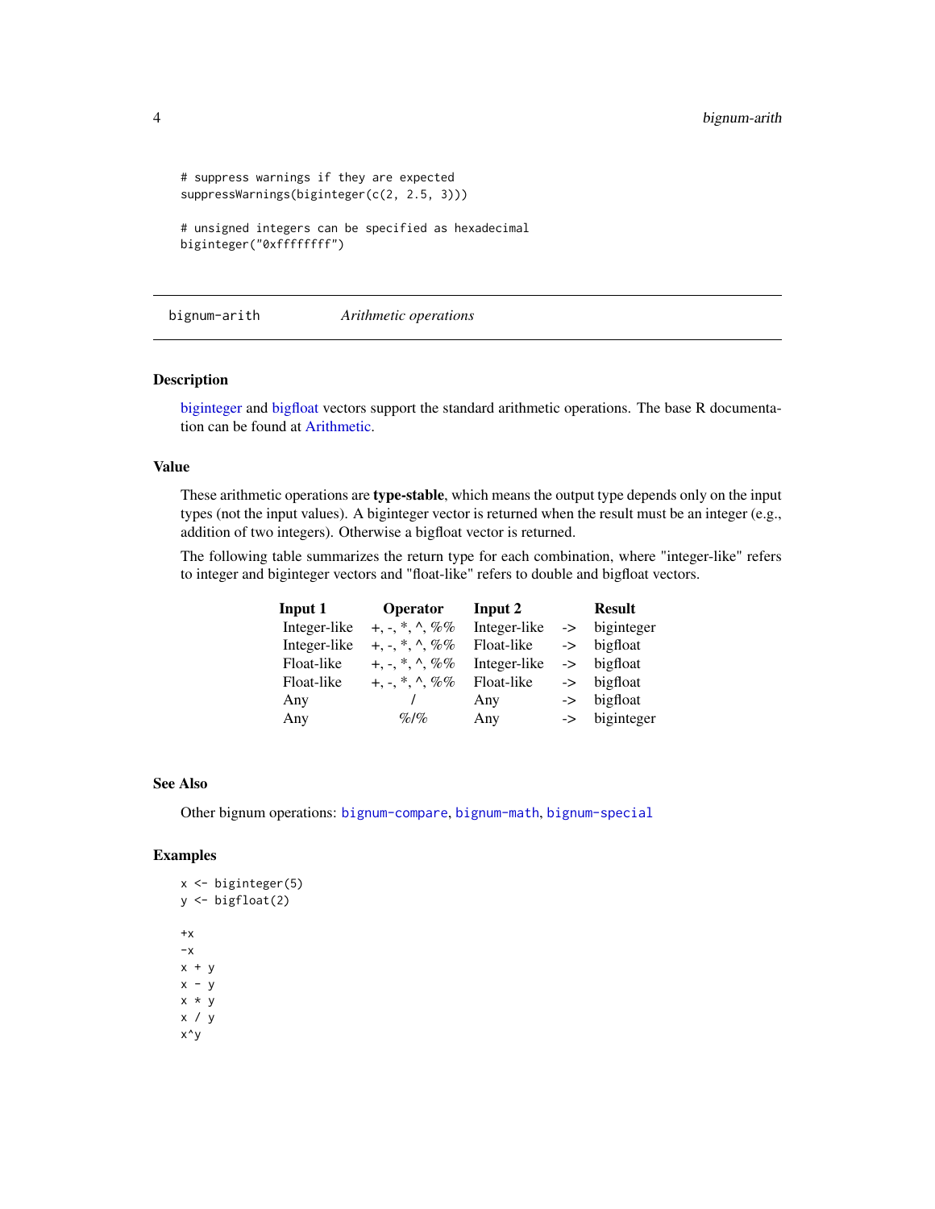```
# suppress warnings if they are expected
suppressWarnings(biginteger(c(2, 2.5, 3)))

# unsigned integers can be specified as hexadecimal
biginteger("0xffffffff")
```

## bignum-arith    *Arithmetic operations*

### Description

biginteger and bigfloat vectors support the standard arithmetic operations. The base R documentation can be found at Arithmetic.

### Value

These arithmetic operations are **type-stable**, which means the output type depends only on the input types (not the input values). A biginteger vector is returned when the result must be an integer (e.g., addition of two integers). Otherwise a bigfloat vector is returned.

The following table summarizes the return type for each combination, where "integer-like" refers to integer and biginteger vectors and "float-like" refers to double and bigfloat vectors.

| Input 1 | Operator | Input 2 | | Result |
|---|---|---|---|---|
| Integer-like | +, -, *, ^, %% | Integer-like | -> | biginteger |
| Integer-like | +, -, *, ^, %% | Float-like | -> | bigfloat |
| Float-like | +, -, *, ^, %% | Integer-like | -> | bigfloat |
| Float-like | +, -, *, ^, %% | Float-like | -> | bigfloat |
| Any | / | Any | -> | bigfloat |
| Any | %/% | Any | -> | biginteger |

### See Also

Other bignum operations: `bignum-compare`, `bignum-math`, `bignum-special`

### Examples

```
x <- biginteger(5)
y <- bigfloat(2)

+x
-x
x + y
x - y
x * y
x / y
x^y
```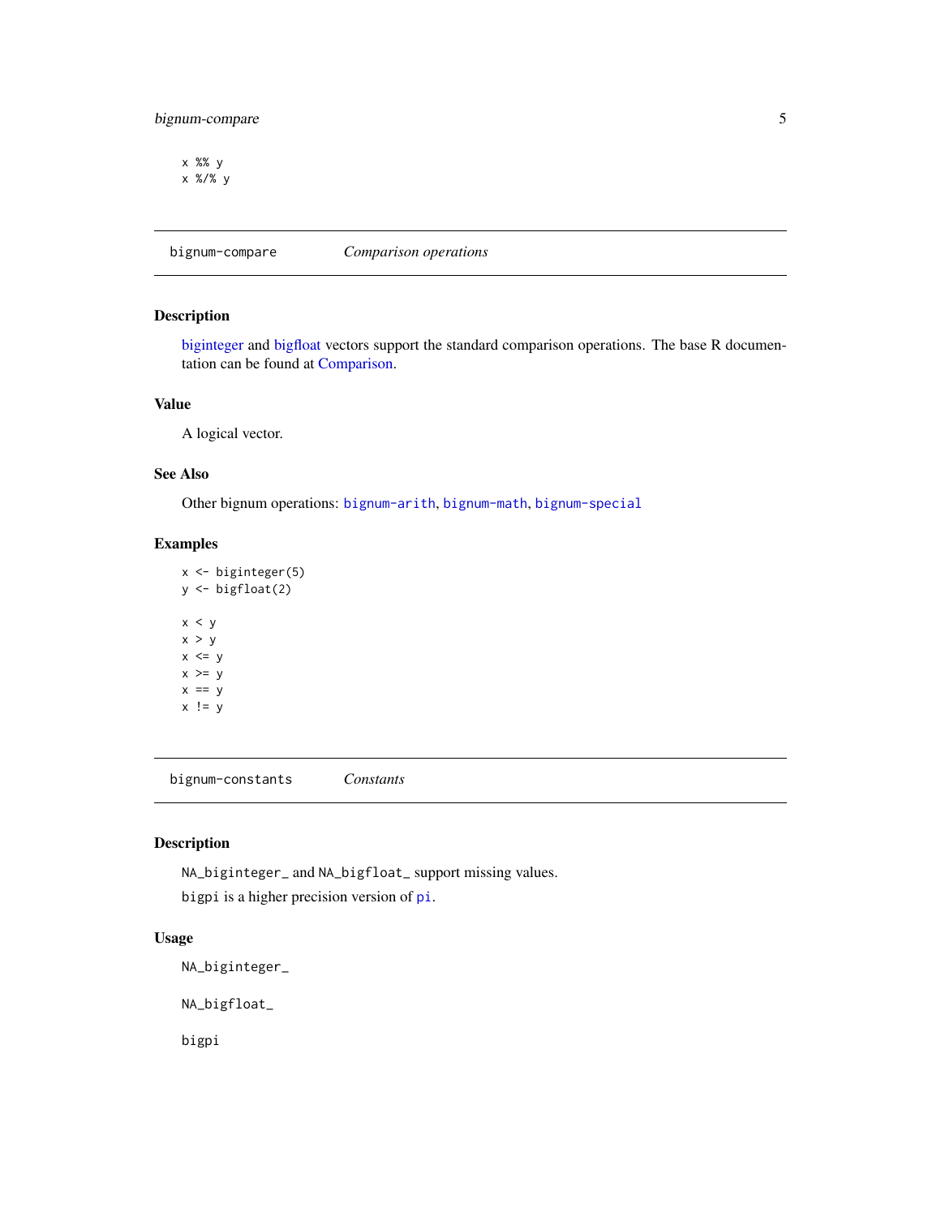```
x %% y
x %/% y
```

## bignum-compare — *Comparison operations*

### Description

biginteger and bigfloat vectors support the standard comparison operations. The base R documentation can be found at Comparison.

### Value

A logical vector.

### See Also

Other bignum operations: `bignum-arith`, `bignum-math`, `bignum-special`

### Examples

```
x <- biginteger(5)
y <- bigfloat(2)

x < y
x > y
x <= y
x >= y
x == y
x != y
```

## bignum-constants — *Constants*

### Description

`NA_biginteger_` and `NA_bigfloat_` support missing values.

`bigpi` is a higher precision version of `pi`.

### Usage

```
NA_biginteger_

NA_bigfloat_

bigpi
```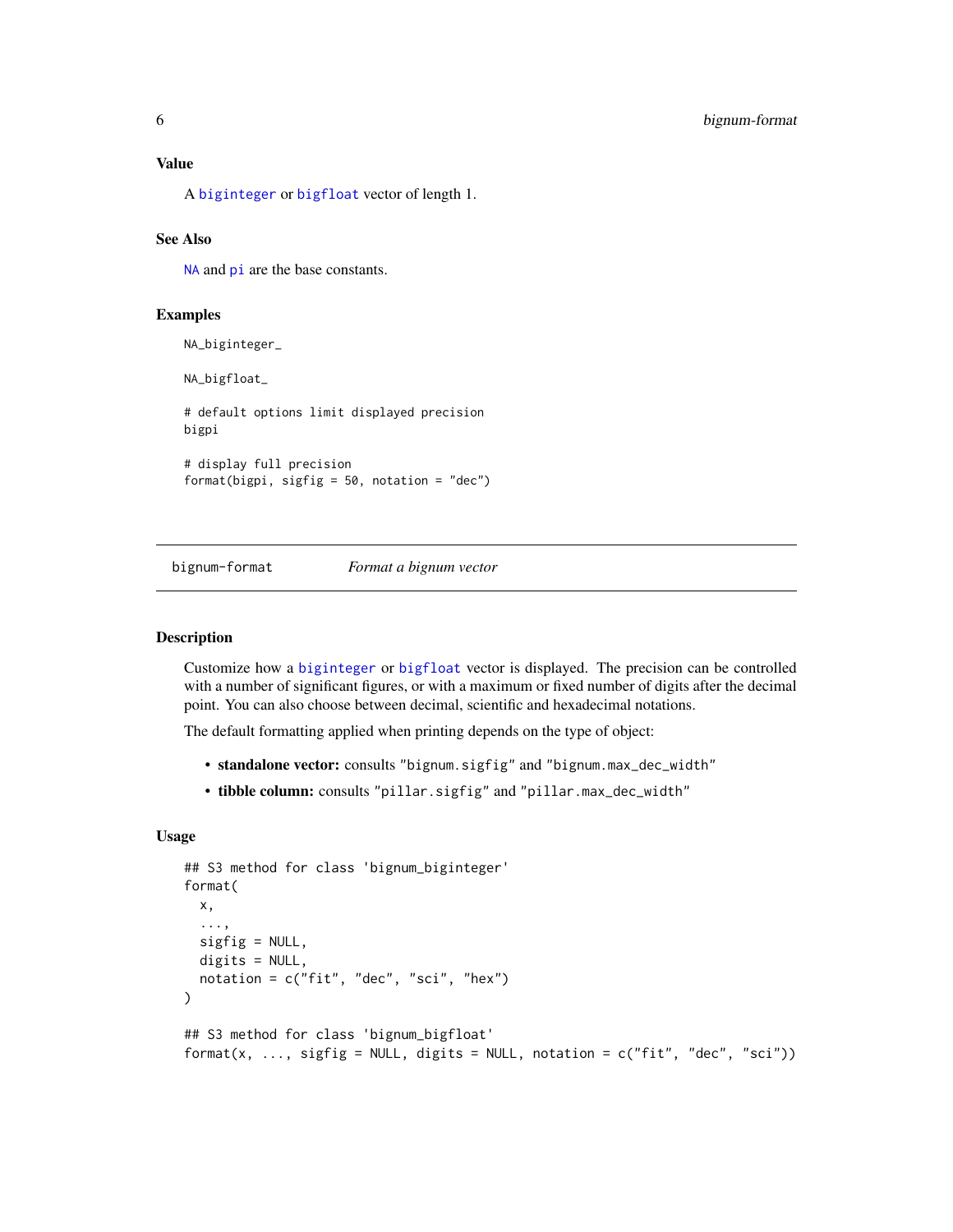### Value

A `biginteger` or `bigfloat` vector of length 1.

### See Also

`NA` and `pi` are the base constants.

### Examples

```
NA_biginteger_

NA_bigfloat_

# default options limit displayed precision
bigpi

# display full precision
format(bigpi, sigfig = 50, notation = "dec")
```

---

## bignum-format — *Format a bignum vector*

### Description

Customize how a `biginteger` or `bigfloat` vector is displayed. The precision can be controlled with a number of significant figures, or with a maximum or fixed number of digits after the decimal point. You can also choose between decimal, scientific and hexadecimal notations.

The default formatting applied when printing depends on the type of object:

- **standalone vector:** consults `"bignum.sigfig"` and `"bignum.max_dec_width"`
- **tibble column:** consults `"pillar.sigfig"` and `"pillar.max_dec_width"`

### Usage

```
## S3 method for class 'bignum_biginteger'
format(
  x,
  ...,
  sigfig = NULL,
  digits = NULL,
  notation = c("fit", "dec", "sci", "hex")
)

## S3 method for class 'bignum_bigfloat'
format(x, ..., sigfig = NULL, digits = NULL, notation = c("fit", "dec", "sci"))
```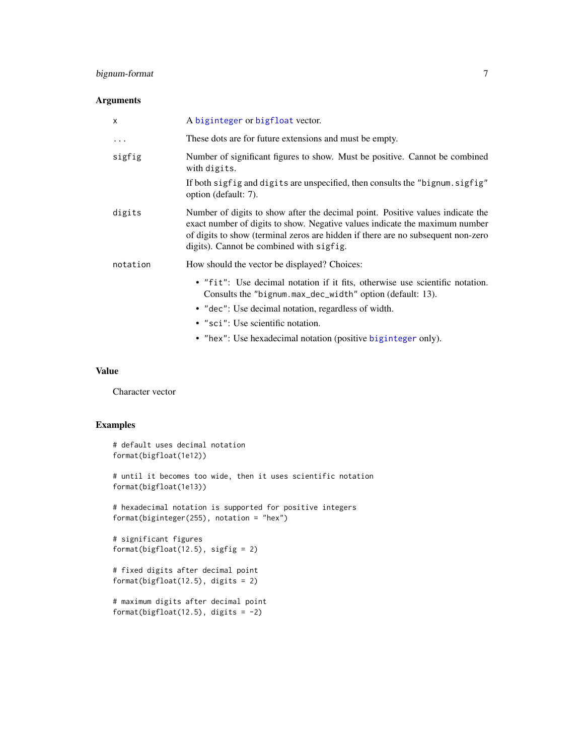### Arguments

| | |
|---|---|
| `x` | A `biginteger` or `bigfloat` vector. |
| `...` | These dots are for future extensions and must be empty. |
| `sigfig` | Number of significant figures to show. Must be positive. Cannot be combined with `digits`.<br><br>If both `sigfig` and `digits` are unspecified, then consults the `"bignum.sigfig"` option (default: 7). |
| `digits` | Number of digits to show after the decimal point. Positive values indicate the exact number of digits to show. Negative values indicate the maximum number of digits to show (terminal zeros are hidden if there are no subsequent non-zero digits). Cannot be combined with `sigfig`. |
| `notation` | How should the vector be displayed? Choices:<br><br>• `"fit"`: Use decimal notation if it fits, otherwise use scientific notation. Consults the `"bignum.max_dec_width"` option (default: 13).<br>• `"dec"`: Use decimal notation, regardless of width.<br>• `"sci"`: Use scientific notation.<br>• `"hex"`: Use hexadecimal notation (positive `biginteger` only). |

### Value

Character vector

### Examples

```
# default uses decimal notation
format(bigfloat(1e12))

# until it becomes too wide, then it uses scientific notation
format(bigfloat(1e13))

# hexadecimal notation is supported for positive integers
format(biginteger(255), notation = "hex")

# significant figures
format(bigfloat(12.5), sigfig = 2)

# fixed digits after decimal point
format(bigfloat(12.5), digits = 2)

# maximum digits after decimal point
format(bigfloat(12.5), digits = -2)
```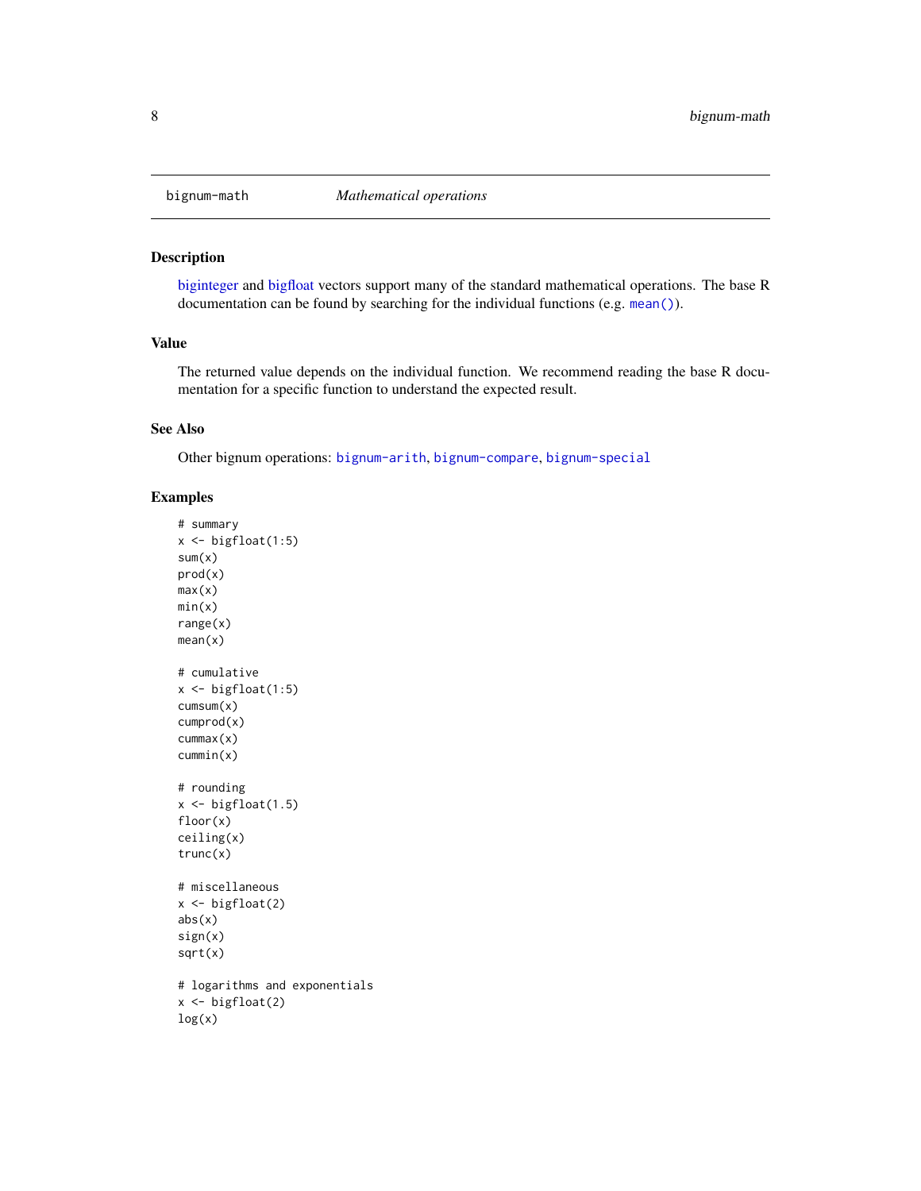bignum-math *Mathematical operations*

## Description

biginteger and bigfloat vectors support many of the standard mathematical operations. The base R documentation can be found by searching for the individual functions (e.g. `mean()`).

## Value

The returned value depends on the individual function. We recommend reading the base R documentation for a specific function to understand the expected result.

## See Also

Other bignum operations: `bignum-arith`, `bignum-compare`, `bignum-special`

## Examples

```
# summary
x <- bigfloat(1:5)
sum(x)
prod(x)
max(x)
min(x)
range(x)
mean(x)

# cumulative
x <- bigfloat(1:5)
cumsum(x)
cumprod(x)
cummax(x)
cummin(x)

# rounding
x <- bigfloat(1.5)
floor(x)
ceiling(x)
trunc(x)

# miscellaneous
x <- bigfloat(2)
abs(x)
sign(x)
sqrt(x)

# logarithms and exponentials
x <- bigfloat(2)
log(x)
```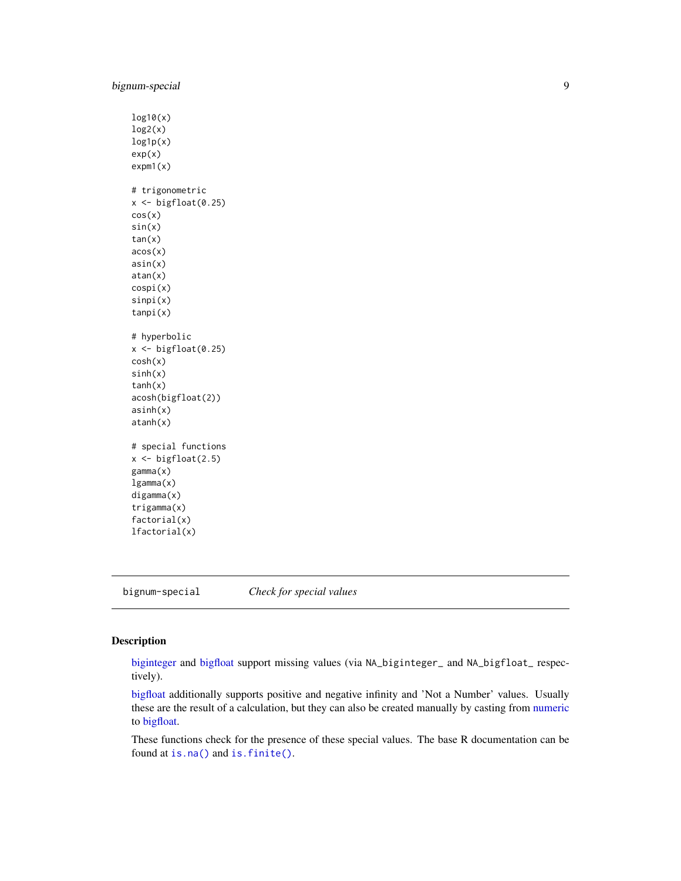```
log10(x)
log2(x)
log1p(x)
exp(x)
expm1(x)

# trigonometric
x <- bigfloat(0.25)
cos(x)
sin(x)
tan(x)
acos(x)
asin(x)
atan(x)
cospi(x)
sinpi(x)
tanpi(x)

# hyperbolic
x <- bigfloat(0.25)
cosh(x)
sinh(x)
tanh(x)
acosh(bigfloat(2))
asinh(x)
atanh(x)

# special functions
x <- bigfloat(2.5)
gamma(x)
lgamma(x)
digamma(x)
trigamma(x)
factorial(x)
lfactorial(x)
```

---

## bignum-special — *Check for special values*

### Description

biginteger and bigfloat support missing values (via `NA_biginteger_` and `NA_bigfloat_` respectively).

bigfloat additionally supports positive and negative infinity and 'Not a Number' values. Usually these are the result of a calculation, but they can also be created manually by casting from numeric to bigfloat.

These functions check for the presence of these special values. The base R documentation can be found at `is.na()` and `is.finite()`.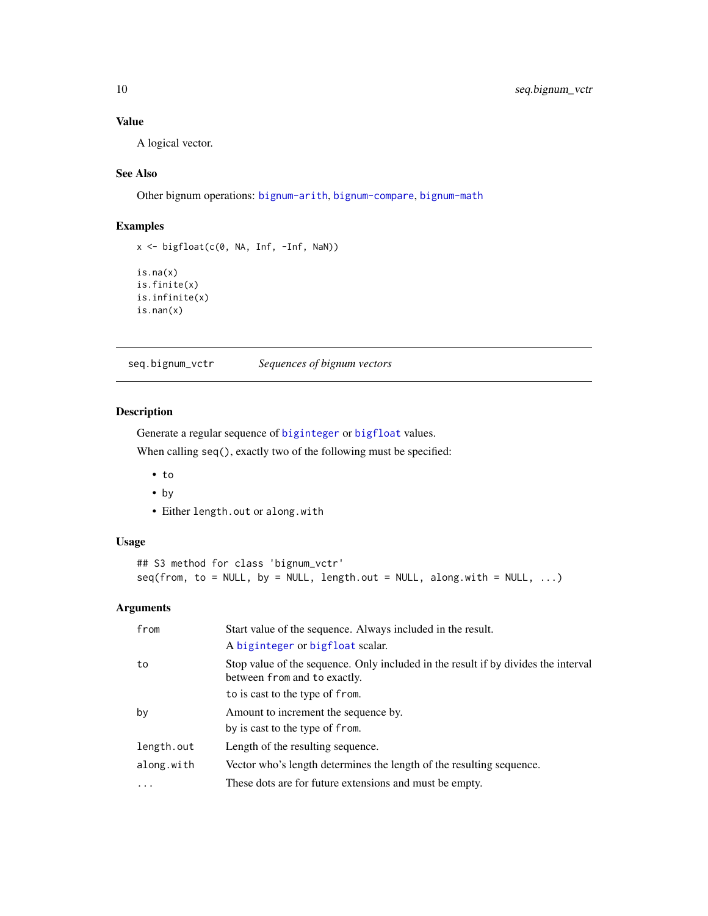### Value

A logical vector.

### See Also

Other bignum operations: bignum-arith, bignum-compare, bignum-math

### Examples

```
x <- bigfloat(c(0, NA, Inf, -Inf, NaN))

is.na(x)
is.finite(x)
is.infinite(x)
is.nan(x)
```

---

## seq.bignum_vctr    *Sequences of bignum vectors*

### Description

Generate a regular sequence of biginteger or bigfloat values.

When calling seq(), exactly two of the following must be specified:

- to
- by
- Either length.out or along.with

### Usage

```
## S3 method for class 'bignum_vctr'
seq(from, to = NULL, by = NULL, length.out = NULL, along.with = NULL, ...)
```

### Arguments

| | |
|---|---|
| from | Start value of the sequence. Always included in the result. A biginteger or bigfloat scalar. |
| to | Stop value of the sequence. Only included in the result if by divides the interval between from and to exactly. to is cast to the type of from. |
| by | Amount to increment the sequence by. by is cast to the type of from. |
| length.out | Length of the resulting sequence. |
| along.with | Vector who's length determines the length of the resulting sequence. |
| ... | These dots are for future extensions and must be empty. |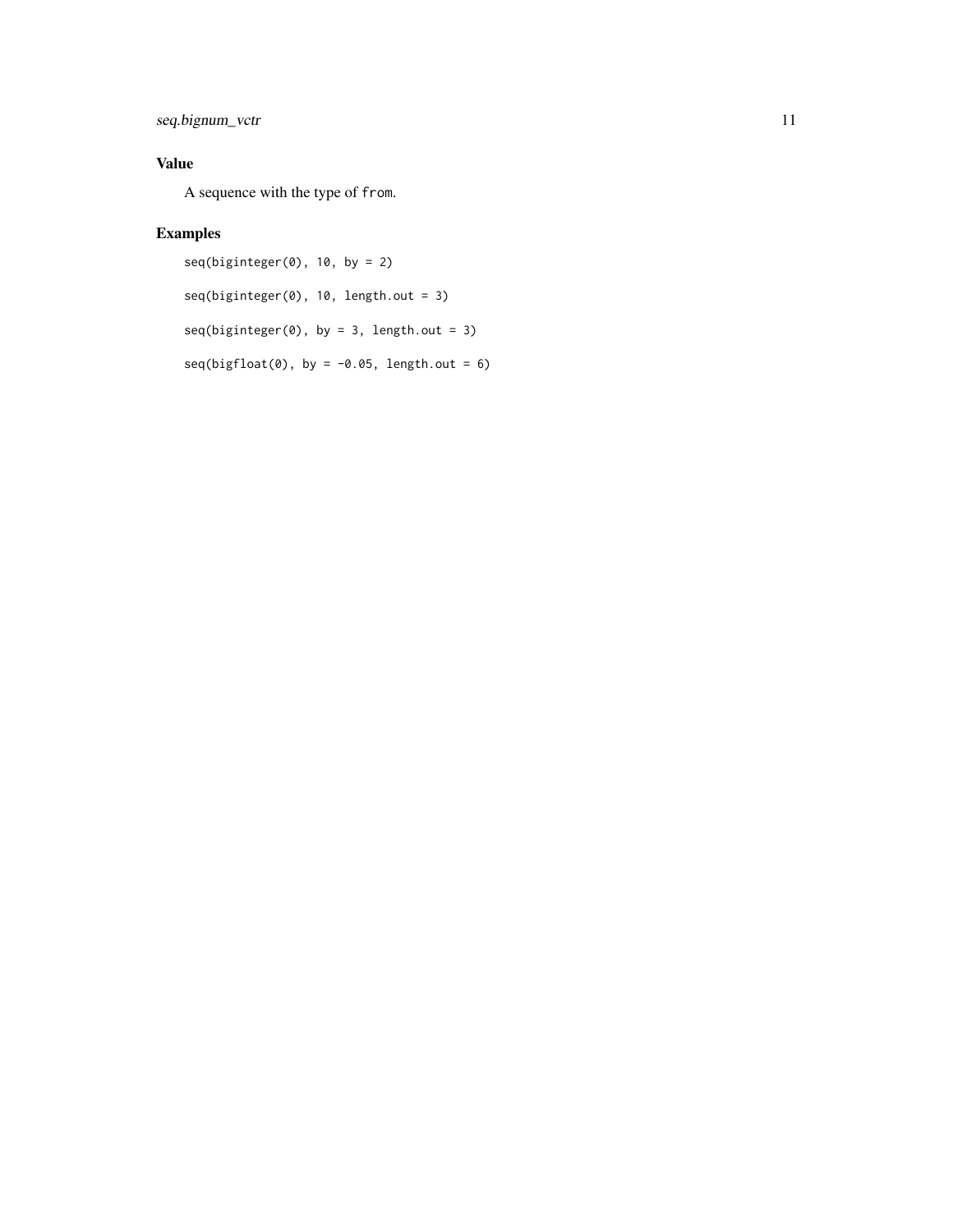### Value

A sequence with the type of `from`.

### Examples

```
seq(biginteger(0), 10, by = 2)

seq(biginteger(0), 10, length.out = 3)

seq(biginteger(0), by = 3, length.out = 3)

seq(bigfloat(0), by = -0.05, length.out = 6)
```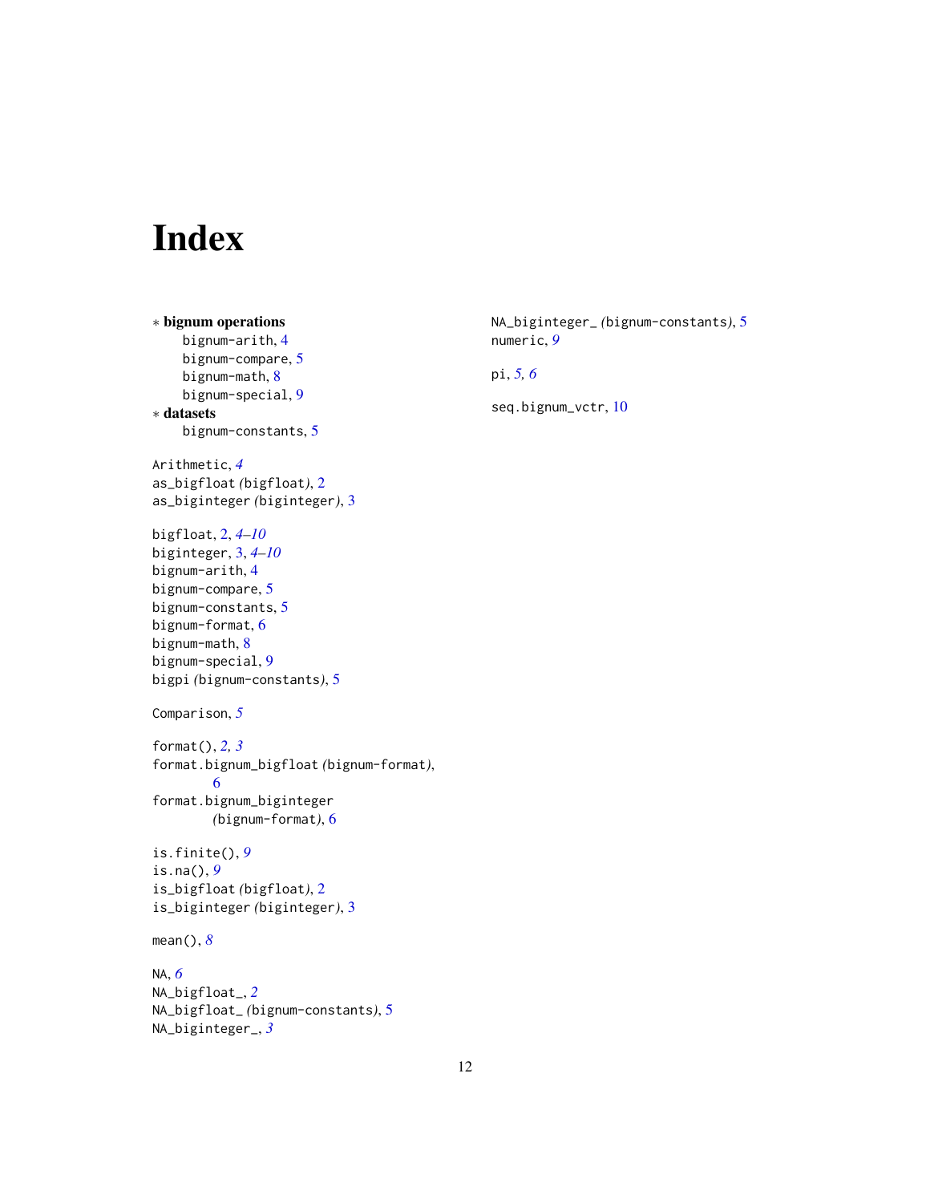# Index

∗ **bignum operations**
  bignum-arith, 4
  bignum-compare, 5
  bignum-math, 8
  bignum-special, 9

∗ **datasets**
  bignum-constants, 5

Arithmetic, *4*
as_bigfloat *(*bigfloat*)*, 2
as_biginteger *(*biginteger*)*, 3

bigfloat, 2, *4–10*
biginteger, 3, *4–10*
bignum-arith, 4
bignum-compare, 5
bignum-constants, 5
bignum-format, 6
bignum-math, 8
bignum-special, 9
bigpi *(*bignum-constants*)*, 5

Comparison, *5*

format(), *2, 3*
format.bignum_bigfloat *(*bignum-format*)*, 6
format.bignum_biginteger *(*bignum-format*)*, 6

is.finite(), *9*
is.na(), *9*
is_bigfloat *(*bigfloat*)*, 2
is_biginteger *(*biginteger*)*, 3

mean(), *8*

NA, *6*
NA_bigfloat_, *2*
NA_bigfloat_ *(*bignum-constants*)*, 5
NA_biginteger_, *3*
NA_biginteger_ *(*bignum-constants*)*, 5
numeric, *9*

pi, *5, 6*

seq.bignum_vctr, 10